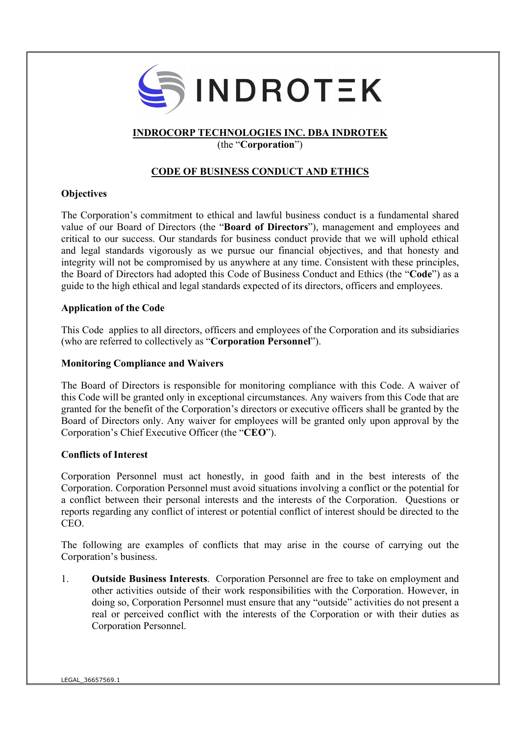**INDROCORP TECHNOLOGIES INC. DBA INDROTEK**
(the "**Corporation**")

# CODE OF BUSINESS CONDUCT AND ETHICS

## Objectives

The Corporation's commitment to ethical and lawful business conduct is a fundamental shared value of our Board of Directors (the "**Board of Directors**"), management and employees and critical to our success. Our standards for business conduct provide that we will uphold ethical and legal standards vigorously as we pursue our financial objectives, and that honesty and integrity will not be compromised by us anywhere at any time. Consistent with these principles, the Board of Directors had adopted this Code of Business Conduct and Ethics (the "**Code**") as a guide to the high ethical and legal standards expected of its directors, officers and employees.

## Application of the Code

This Code applies to all directors, officers and employees of the Corporation and its subsidiaries (who are referred to collectively as "**Corporation Personnel**").

## Monitoring Compliance and Waivers

The Board of Directors is responsible for monitoring compliance with this Code. A waiver of this Code will be granted only in exceptional circumstances. Any waivers from this Code that are granted for the benefit of the Corporation's directors or executive officers shall be granted by the Board of Directors only. Any waiver for employees will be granted only upon approval by the Corporation's Chief Executive Officer (the "**CEO**").

## Conflicts of Interest

Corporation Personnel must act honestly, in good faith and in the best interests of the Corporation. Corporation Personnel must avoid situations involving a conflict or the potential for a conflict between their personal interests and the interests of the Corporation. Questions or reports regarding any conflict of interest or potential conflict of interest should be directed to the CEO.

The following are examples of conflicts that may arise in the course of carrying out the Corporation's business.

1. **Outside Business Interests**. Corporation Personnel are free to take on employment and other activities outside of their work responsibilities with the Corporation. However, in doing so, Corporation Personnel must ensure that any "outside" activities do not present a real or perceived conflict with the interests of the Corporation or with their duties as Corporation Personnel.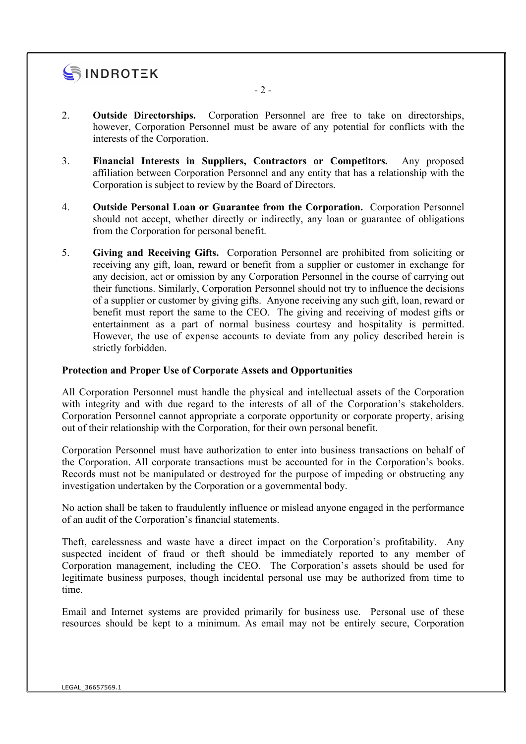2. **Outside Directorships.** Corporation Personnel are free to take on directorships, however, Corporation Personnel must be aware of any potential for conflicts with the interests of the Corporation.

3. **Financial Interests in Suppliers, Contractors or Competitors.** Any proposed affiliation between Corporation Personnel and any entity that has a relationship with the Corporation is subject to review by the Board of Directors.

4. **Outside Personal Loan or Guarantee from the Corporation.** Corporation Personnel should not accept, whether directly or indirectly, any loan or guarantee of obligations from the Corporation for personal benefit.

5. **Giving and Receiving Gifts.** Corporation Personnel are prohibited from soliciting or receiving any gift, loan, reward or benefit from a supplier or customer in exchange for any decision, act or omission by any Corporation Personnel in the course of carrying out their functions. Similarly, Corporation Personnel should not try to influence the decisions of a supplier or customer by giving gifts. Anyone receiving any such gift, loan, reward or benefit must report the same to the CEO. The giving and receiving of modest gifts or entertainment as a part of normal business courtesy and hospitality is permitted. However, the use of expense accounts to deviate from any policy described herein is strictly forbidden.

**Protection and Proper Use of Corporate Assets and Opportunities**

All Corporation Personnel must handle the physical and intellectual assets of the Corporation with integrity and with due regard to the interests of all of the Corporation's stakeholders. Corporation Personnel cannot appropriate a corporate opportunity or corporate property, arising out of their relationship with the Corporation, for their own personal benefit.

Corporation Personnel must have authorization to enter into business transactions on behalf of the Corporation. All corporate transactions must be accounted for in the Corporation's books. Records must not be manipulated or destroyed for the purpose of impeding or obstructing any investigation undertaken by the Corporation or a governmental body.

No action shall be taken to fraudulently influence or mislead anyone engaged in the performance of an audit of the Corporation's financial statements.

Theft, carelessness and waste have a direct impact on the Corporation's profitability. Any suspected incident of fraud or theft should be immediately reported to any member of Corporation management, including the CEO. The Corporation's assets should be used for legitimate business purposes, though incidental personal use may be authorized from time to time.

Email and Internet systems are provided primarily for business use. Personal use of these resources should be kept to a minimum. As email may not be entirely secure, Corporation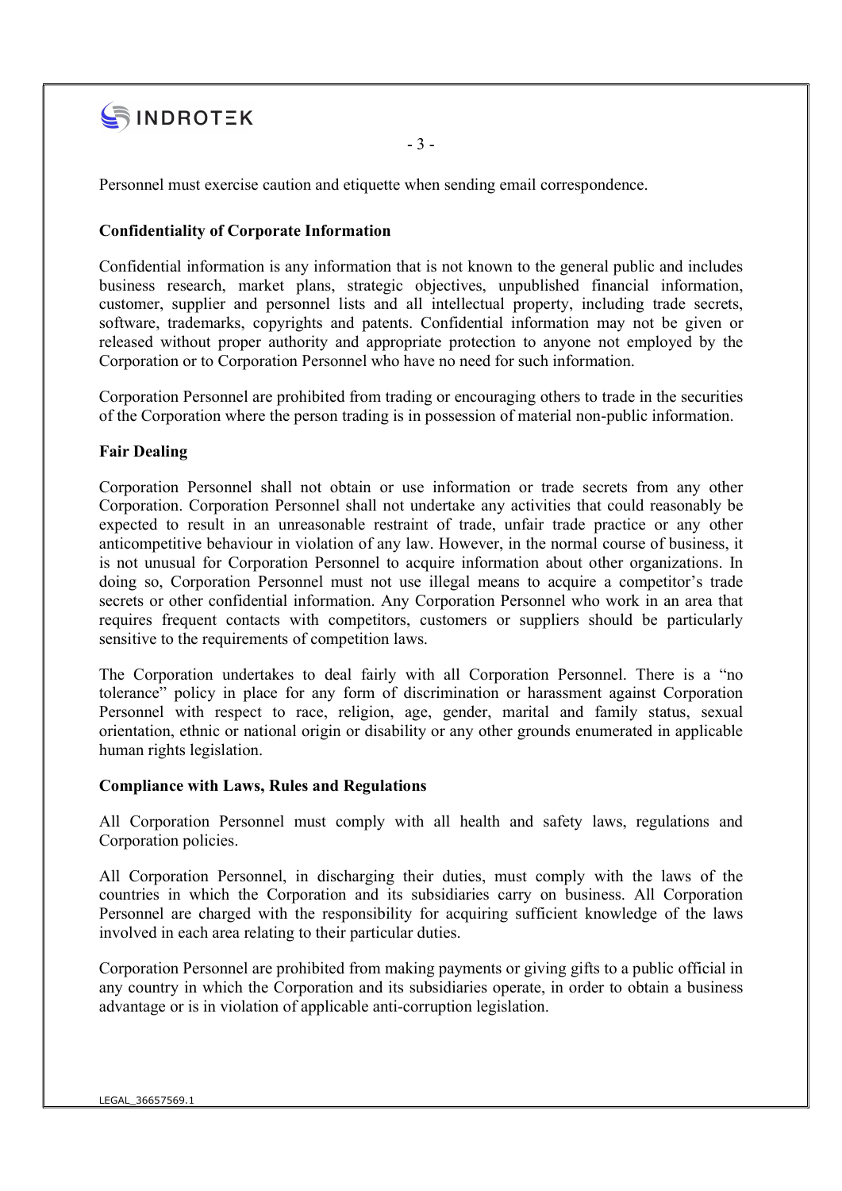Personnel must exercise caution and etiquette when sending email correspondence.

**Confidentiality of Corporate Information**

Confidential information is any information that is not known to the general public and includes business research, market plans, strategic objectives, unpublished financial information, customer, supplier and personnel lists and all intellectual property, including trade secrets, software, trademarks, copyrights and patents. Confidential information may not be given or released without proper authority and appropriate protection to anyone not employed by the Corporation or to Corporation Personnel who have no need for such information.

Corporation Personnel are prohibited from trading or encouraging others to trade in the securities of the Corporation where the person trading is in possession of material non-public information.

**Fair Dealing**

Corporation Personnel shall not obtain or use information or trade secrets from any other Corporation. Corporation Personnel shall not undertake any activities that could reasonably be expected to result in an unreasonable restraint of trade, unfair trade practice or any other anticompetitive behaviour in violation of any law. However, in the normal course of business, it is not unusual for Corporation Personnel to acquire information about other organizations. In doing so, Corporation Personnel must not use illegal means to acquire a competitor's trade secrets or other confidential information. Any Corporation Personnel who work in an area that requires frequent contacts with competitors, customers or suppliers should be particularly sensitive to the requirements of competition laws.

The Corporation undertakes to deal fairly with all Corporation Personnel. There is a "no tolerance" policy in place for any form of discrimination or harassment against Corporation Personnel with respect to race, religion, age, gender, marital and family status, sexual orientation, ethnic or national origin or disability or any other grounds enumerated in applicable human rights legislation.

**Compliance with Laws, Rules and Regulations**

All Corporation Personnel must comply with all health and safety laws, regulations and Corporation policies.

All Corporation Personnel, in discharging their duties, must comply with the laws of the countries in which the Corporation and its subsidiaries carry on business. All Corporation Personnel are charged with the responsibility for acquiring sufficient knowledge of the laws involved in each area relating to their particular duties.

Corporation Personnel are prohibited from making payments or giving gifts to a public official in any country in which the Corporation and its subsidiaries operate, in order to obtain a business advantage or is in violation of applicable anti-corruption legislation.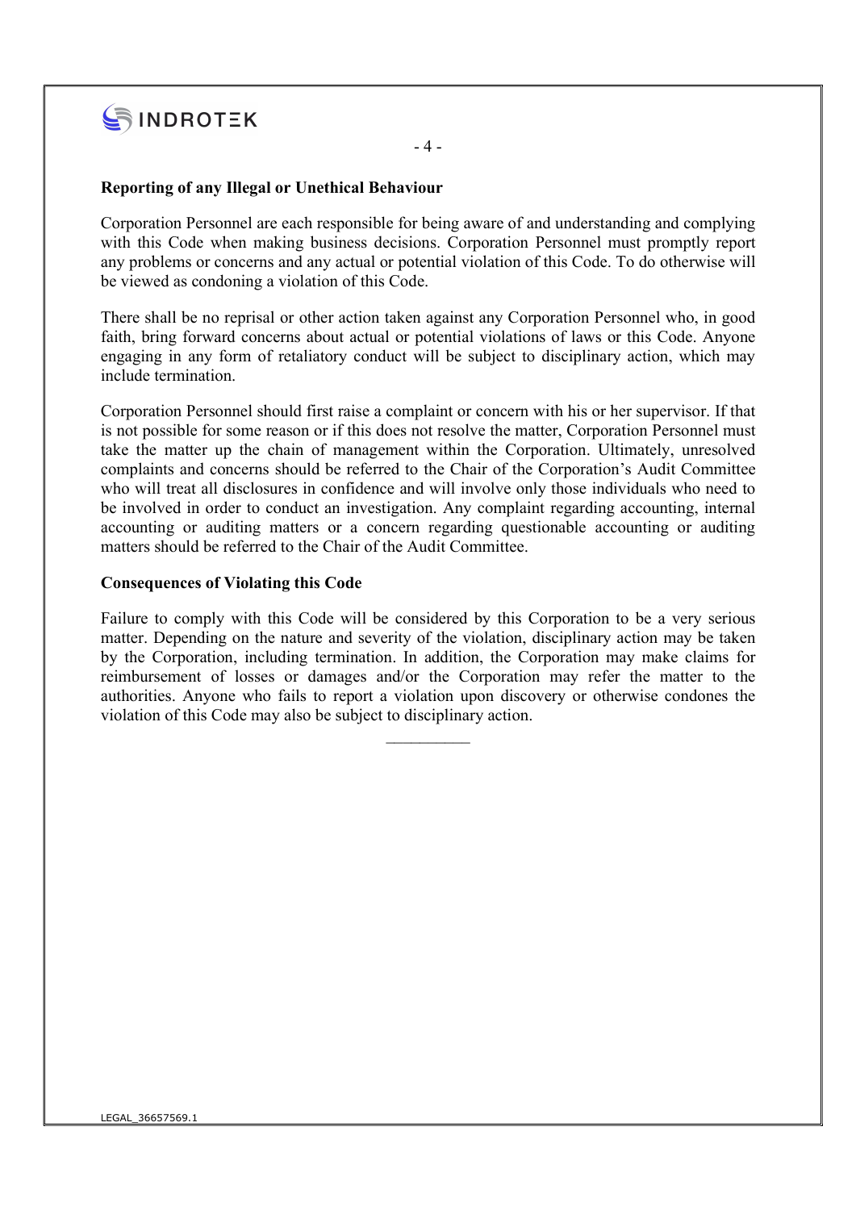## Reporting of any Illegal or Unethical Behaviour

Corporation Personnel are each responsible for being aware of and understanding and complying with this Code when making business decisions. Corporation Personnel must promptly report any problems or concerns and any actual or potential violation of this Code. To do otherwise will be viewed as condoning a violation of this Code.

There shall be no reprisal or other action taken against any Corporation Personnel who, in good faith, bring forward concerns about actual or potential violations of laws or this Code. Anyone engaging in any form of retaliatory conduct will be subject to disciplinary action, which may include termination.

Corporation Personnel should first raise a complaint or concern with his or her supervisor. If that is not possible for some reason or if this does not resolve the matter, Corporation Personnel must take the matter up the chain of management within the Corporation. Ultimately, unresolved complaints and concerns should be referred to the Chair of the Corporation's Audit Committee who will treat all disclosures in confidence and will involve only those individuals who need to be involved in order to conduct an investigation. Any complaint regarding accounting, internal accounting or auditing matters or a concern regarding questionable accounting or auditing matters should be referred to the Chair of the Audit Committee.

## Consequences of Violating this Code

Failure to comply with this Code will be considered by this Corporation to be a very serious matter. Depending on the nature and severity of the violation, disciplinary action may be taken by the Corporation, including termination. In addition, the Corporation may make claims for reimbursement of losses or damages and/or the Corporation may refer the matter to the authorities. Anyone who fails to report a violation upon discovery or otherwise condones the violation of this Code may also be subject to disciplinary action.

---